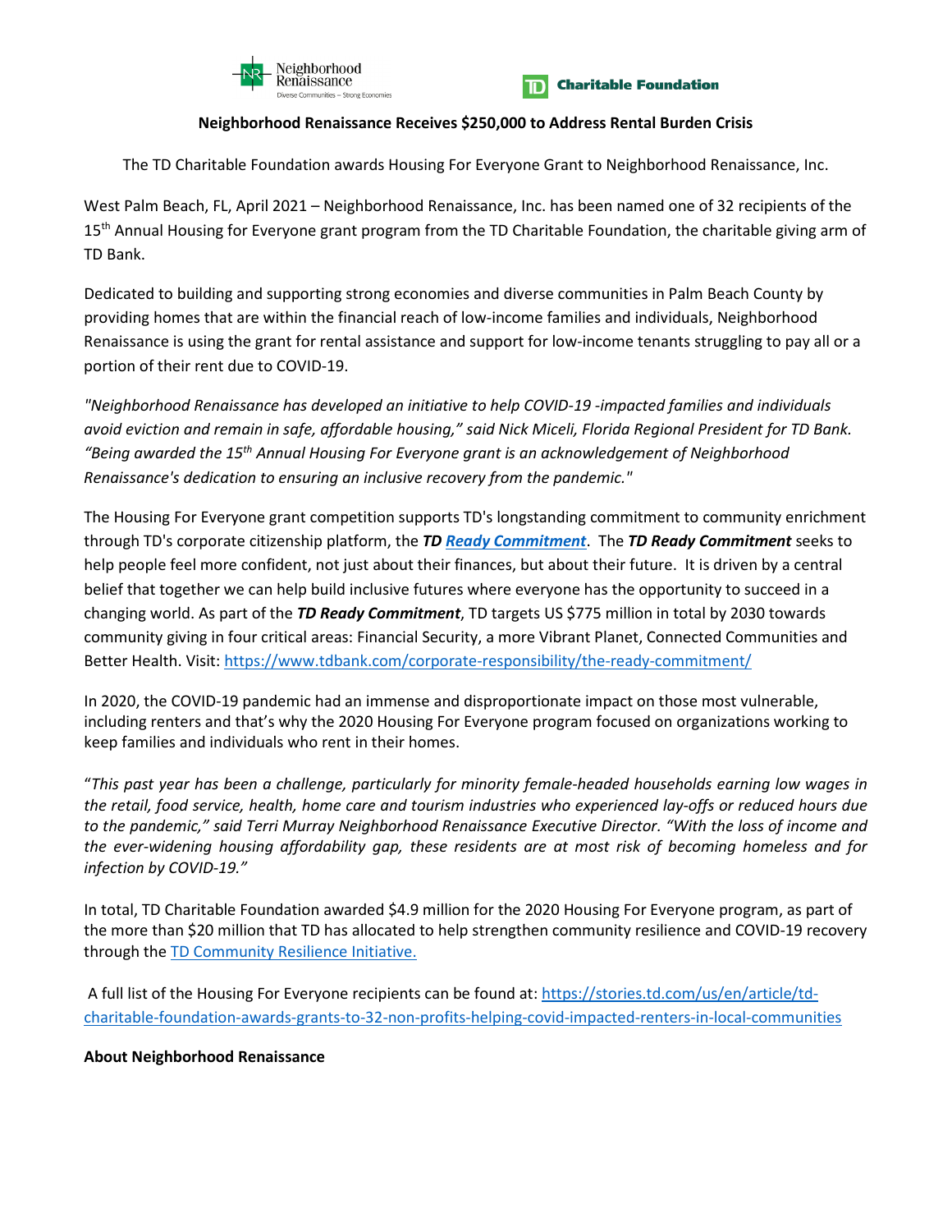Neighborhood Renaissance
Diverse Communities – Strong Economies

TD Charitable Foundation

**Neighborhood Renaissance Receives $250,000 to Address Rental Burden Crisis**

The TD Charitable Foundation awards Housing For Everyone Grant to Neighborhood Renaissance, Inc.

West Palm Beach, FL, April 2021 – Neighborhood Renaissance, Inc. has been named one of 32 recipients of the 15th Annual Housing for Everyone grant program from the TD Charitable Foundation, the charitable giving arm of TD Bank.

Dedicated to building and supporting strong economies and diverse communities in Palm Beach County by providing homes that are within the financial reach of low-income families and individuals, Neighborhood Renaissance is using the grant for rental assistance and support for low-income tenants struggling to pay all or a portion of their rent due to COVID-19.

*"Neighborhood Renaissance has developed an initiative to help COVID-19 -impacted families and individuals avoid eviction and remain in safe, affordable housing," said Nick Miceli, Florida Regional President for TD Bank. "Being awarded the 15th Annual Housing For Everyone grant is an acknowledgement of Neighborhood Renaissance's dedication to ensuring an inclusive recovery from the pandemic."*

The Housing For Everyone grant competition supports TD's longstanding commitment to community enrichment through TD's corporate citizenship platform, the ***TD Ready Commitment***. The ***TD Ready Commitment*** seeks to help people feel more confident, not just about their finances, but about their future. It is driven by a central belief that together we can help build inclusive futures where everyone has the opportunity to succeed in a changing world. As part of the ***TD Ready Commitment***, TD targets US $775 million in total by 2030 towards community giving in four critical areas: Financial Security, a more Vibrant Planet, Connected Communities and Better Health. Visit: https://www.tdbank.com/corporate-responsibility/the-ready-commitment/

In 2020, the COVID-19 pandemic had an immense and disproportionate impact on those most vulnerable, including renters and that's why the 2020 Housing For Everyone program focused on organizations working to keep families and individuals who rent in their homes.

"*This past year has been a challenge, particularly for minority female-headed households earning low wages in the retail, food service, health, home care and tourism industries who experienced lay-offs or reduced hours due to the pandemic," said Terri Murray Neighborhood Renaissance Executive Director. "With the loss of income and the ever-widening housing affordability gap, these residents are at most risk of becoming homeless and for infection by COVID-19."*

In total, TD Charitable Foundation awarded $4.9 million for the 2020 Housing For Everyone program, as part of the more than $20 million that TD has allocated to help strengthen community resilience and COVID-19 recovery through the TD Community Resilience Initiative.

A full list of the Housing For Everyone recipients can be found at: https://stories.td.com/us/en/article/td-charitable-foundation-awards-grants-to-32-non-profits-helping-covid-impacted-renters-in-local-communities

**About Neighborhood Renaissance**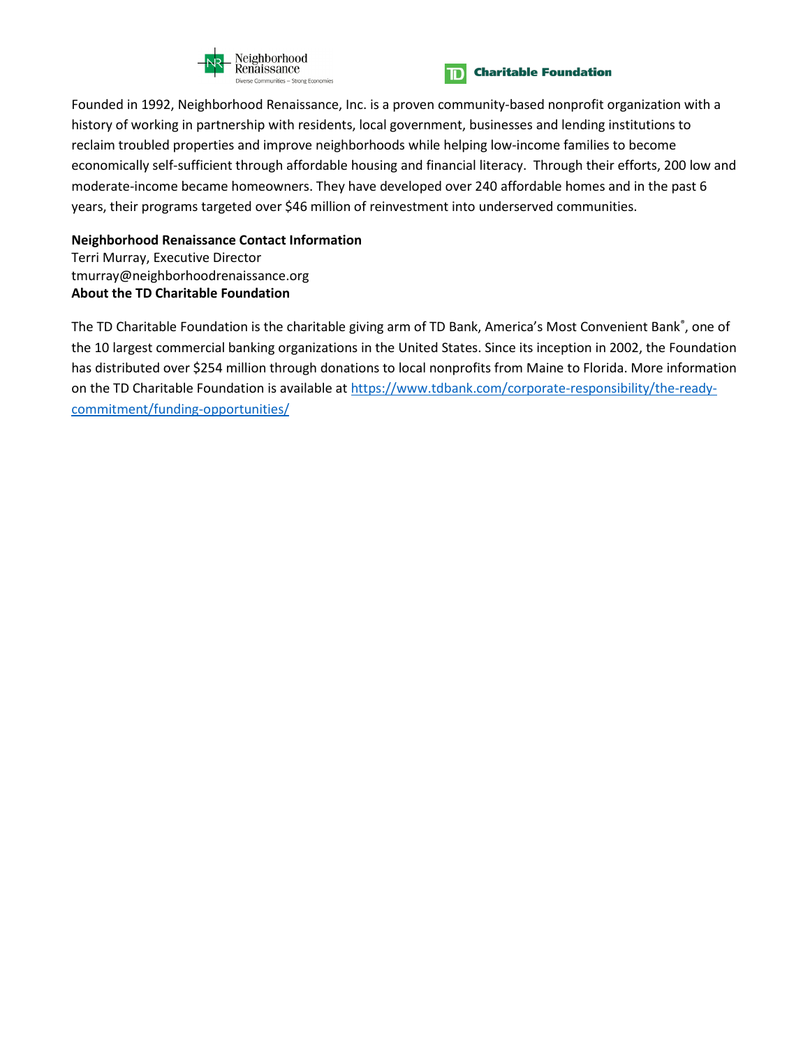Founded in 1992, Neighborhood Renaissance, Inc. is a proven community-based nonprofit organization with a history of working in partnership with residents, local government, businesses and lending institutions to reclaim troubled properties and improve neighborhoods while helping low-income families to become economically self-sufficient through affordable housing and financial literacy.  Through their efforts, 200 low and moderate-income became homeowners. They have developed over 240 affordable homes and in the past 6 years, their programs targeted over $46 million of reinvestment into underserved communities.

**Neighborhood Renaissance Contact Information**
Terri Murray, Executive Director
tmurray@neighborhoodrenaissance.org

**About the TD Charitable Foundation**

The TD Charitable Foundation is the charitable giving arm of TD Bank, America's Most Convenient Bank®, one of the 10 largest commercial banking organizations in the United States. Since its inception in 2002, the Foundation has distributed over $254 million through donations to local nonprofits from Maine to Florida. More information on the TD Charitable Foundation is available at https://www.tdbank.com/corporate-responsibility/the-ready-commitment/funding-opportunities/